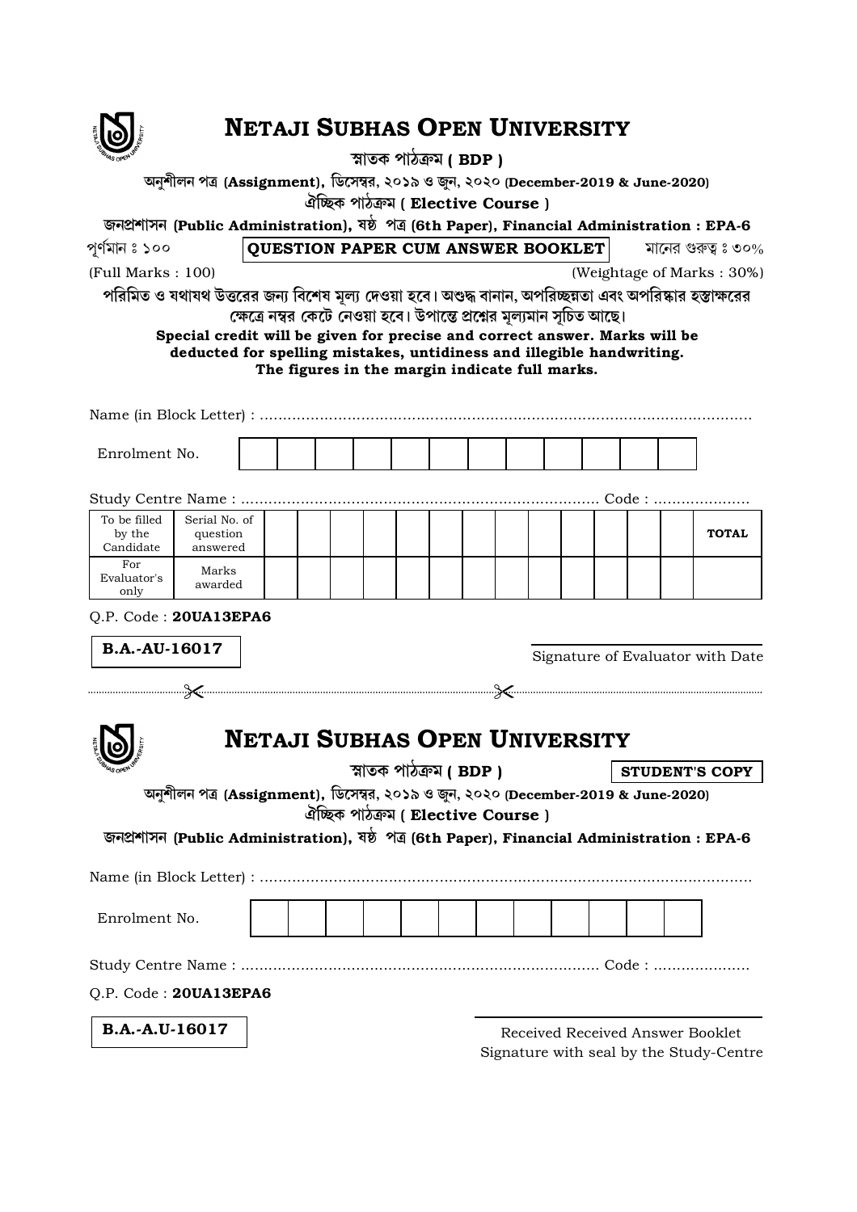# NETAJI SUBHAS OPEN UNIVERSITY

স্নাতক পাঠক্রম ( **BDP** )

অনুশীলন পত্র (**Assignment**), ডিসেম্বর, ২০১৯ ও জুন, ২০২০ (**December-2019 & June-2020**)

ঐচ্ছিক পাঠক্রম ( **Elective Course** )

জনপ্রশাসন (**Public Administration**), ষষ্ঠ পত্র (**6th Paper**), **Financial Administration : EPA-6**

পূর্ণমান ঃ ১০০ | **QUESTION PAPER CUM ANSWER BOOKLET** | মানের গুরুত্ব ঃ ৩০%

(Full Marks : 100) | (Weightage of Marks : 30%)

**পরিমিত ও যথাযথ উত্তরের জন্য বিশেষ মূল্য দেওয়া হবে। অশুদ্ধ বানান, অপরিচ্ছন্নতা এবং অপরিষ্কার হস্তাক্ষরের ক্ষেত্রে নম্বর কেটে নেওয়া হবে। উপান্তে প্রশ্নের মূল্যমান সূচিত আছে।**

**Special credit will be given for precise and correct answer. Marks will be deducted for spelling mistakes, untidiness and illegible handwriting. The figures in the margin indicate full marks.**

Name (in Block Letter) : ..........................................................................................................

Enrolment No. | | | | | | | | | | | | |

Study Centre Name : .............................................................................. Code : ....................

| To be filled by the Candidate | Serial No. of question answered | | | | | | | | | | | | | TOTAL |
|---|---|---|---|---|---|---|---|---|---|---|---|---|---|---|
| For Evaluator's only | Marks awarded | | | | | | | | | | | | | |

Q.P. Code : **20UA13EPA6**

**B.A.-AU-16017**

Signature of Evaluator with Date

---

# NETAJI SUBHAS OPEN UNIVERSITY

স্নাতক পাঠক্রম ( **BDP** ) **STUDENT'S COPY**

অনুশীলন পত্র (**Assignment**), ডিসেম্বর, ২০১৯ ও জুন, ২০২০ (**December-2019 & June-2020**)

ঐচ্ছিক পাঠক্রম ( **Elective Course** )

জনপ্রশাসন (**Public Administration**), ষষ্ঠ পত্র (**6th Paper**), **Financial Administration : EPA-6**

Name (in Block Letter) : ..........................................................................................................

Enrolment No. | | | | | | | | | | | | |

Study Centre Name : .............................................................................. Code : ....................

Q.P. Code : **20UA13EPA6**

**B.A.-A.U-16017**

Received Received Answer Booklet
Signature with seal by the Study-Centre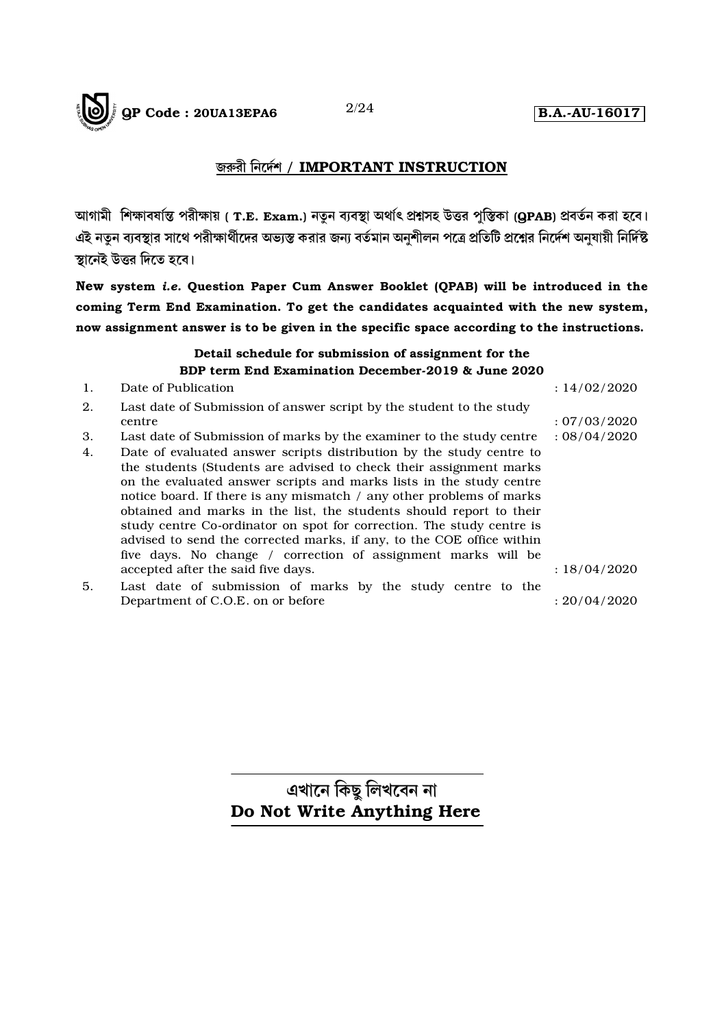## জরুরী নির্দেশ / **IMPORTANT INSTRUCTION**

আগামী শিক্ষাবর্ষান্ত পরীক্ষায় ( **T.E. Exam.**) নতুন ব্যবস্থা অর্থাৎ প্রশ্নসহ উত্তর পুস্তিকা (**QPAB**) প্রবর্তন করা হবে। এই নতুন ব্যবস্থার সাথে পরীক্ষার্থীদের অভ্যস্ত করার জন্য বর্তমান অনুশীলন পত্রে প্রতিটি প্রশ্নের নির্দেশ অনুযায়ী নির্দিষ্ট স্থানেই উত্তর দিতে হবে।

**New system *i.e.* Question Paper Cum Answer Booklet (QPAB) will be introduced in the coming Term End Examination. To get the candidates acquainted with the new system, now assignment answer is to be given in the specific space according to the instructions.**

**Detail schedule for submission of assignment for the BDP term End Examination December-2019 & June 2020**

| | | |
|---|---|---|
| 1. | Date of Publication | : 14/02/2020 |
| 2. | Last date of Submission of answer script by the student to the study centre | : 07/03/2020 |
| 3. | Last date of Submission of marks by the examiner to the study centre | : 08/04/2020 |
| 4. | Date of evaluated answer scripts distribution by the study centre to the students (Students are advised to check their assignment marks on the evaluated answer scripts and marks lists in the study centre notice board. If there is any mismatch / any other problems of marks obtained and marks in the list, the students should report to their study centre Co-ordinator on spot for correction. The study centre is advised to send the corrected marks, if any, to the COE office within five days. No change / correction of assignment marks will be accepted after the said five days. | : 18/04/2020 |
| 5. | Last date of submission of marks by the study centre to the Department of C.O.E. on or before | : 20/04/2020 |

**এখানে কিছু লিখবেন না**
**Do Not Write Anything Here**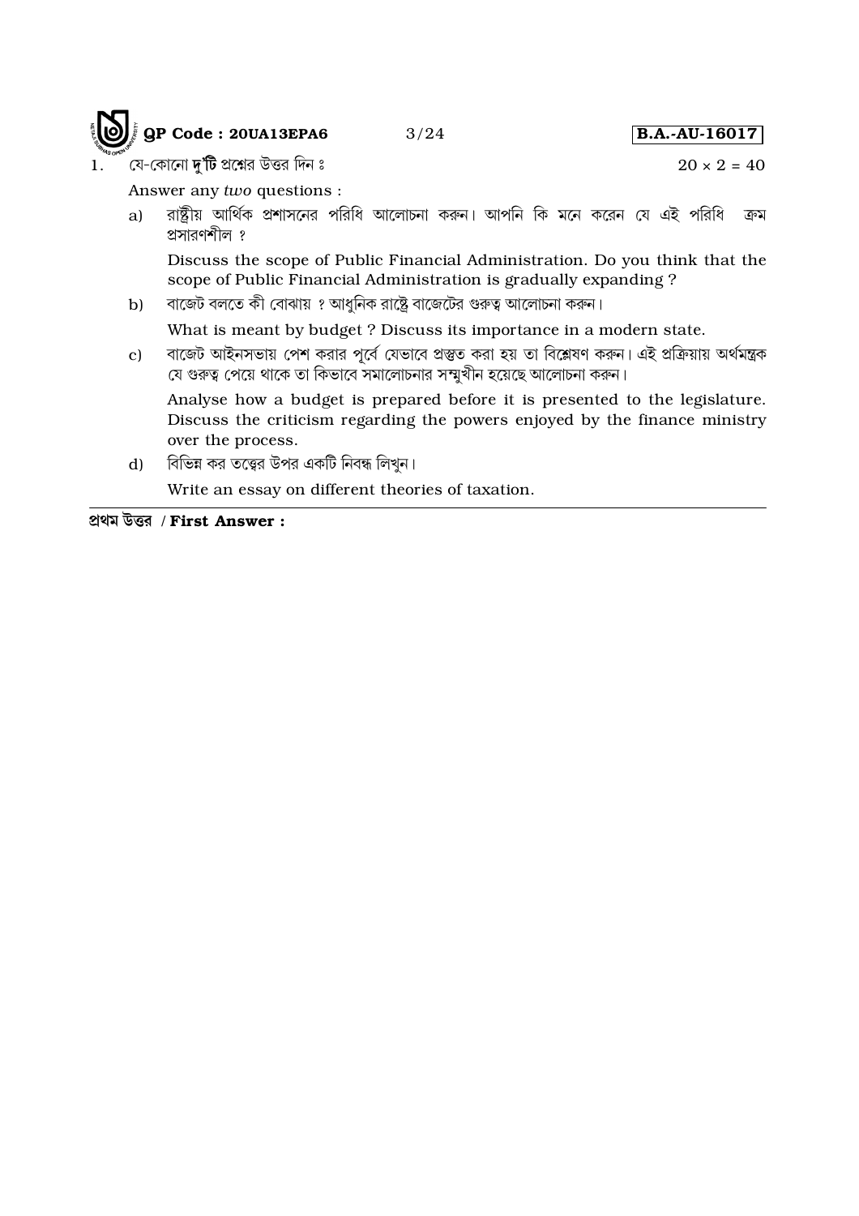1. যে-কোনো **দু'টি** প্রশ্নের উত্তর দিন ঃ $20 \times 2 = 40$

   Answer any *two* questions :

   a) রাষ্ট্রীয় আর্থিক প্রশাসনের পরিধি আলোচনা করুন। আপনি কি মনে করেন যে এই পরিধি ক্রম প্রসারণশীল ?

   Discuss the scope of Public Financial Administration. Do you think that the scope of Public Financial Administration is gradually expanding ?

   b) বাজেট বলতে কী বোঝায় ? আধুনিক রাষ্ট্রে বাজেটের গুরুত্ব আলোচনা করুন।

   What is meant by budget ? Discuss its importance in a modern state.

   c) বাজেট আইনসভায় পেশ করার পূর্বে যেভাবে প্রস্তুত করা হয় তা বিশ্লেষণ করুন। এই প্রক্রিয়ায় অর্থমন্ত্রক যে গুরুত্ব পেয়ে থাকে তা কিভাবে সমালোচনার সম্মুখীন হয়েছে আলোচনা করুন।

   Analyse how a budget is prepared before it is presented to the legislature. Discuss the criticism regarding the powers enjoyed by the finance ministry over the process.

   d) বিভিন্ন কর তত্ত্বের উপর একটি নিবন্ধ লিখুন।

   Write an essay on different theories of taxation.

---

**প্রথম উত্তর / First Answer :**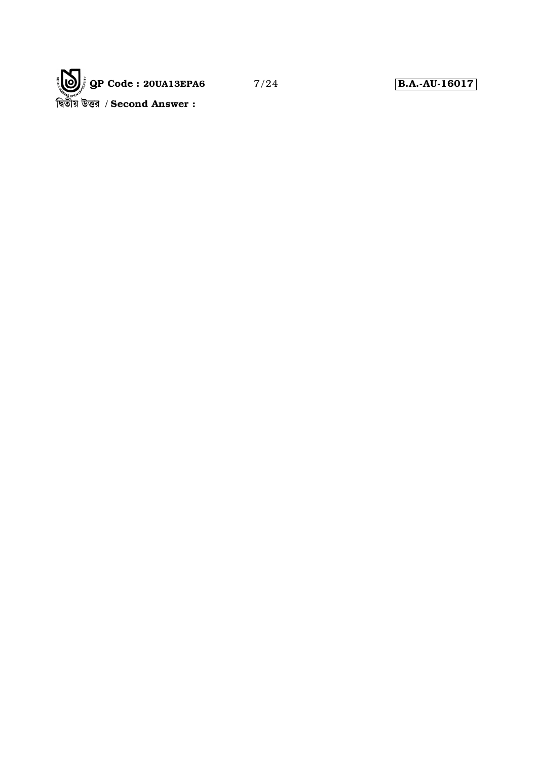দ্বিতীয় উত্তর / **Second Answer :**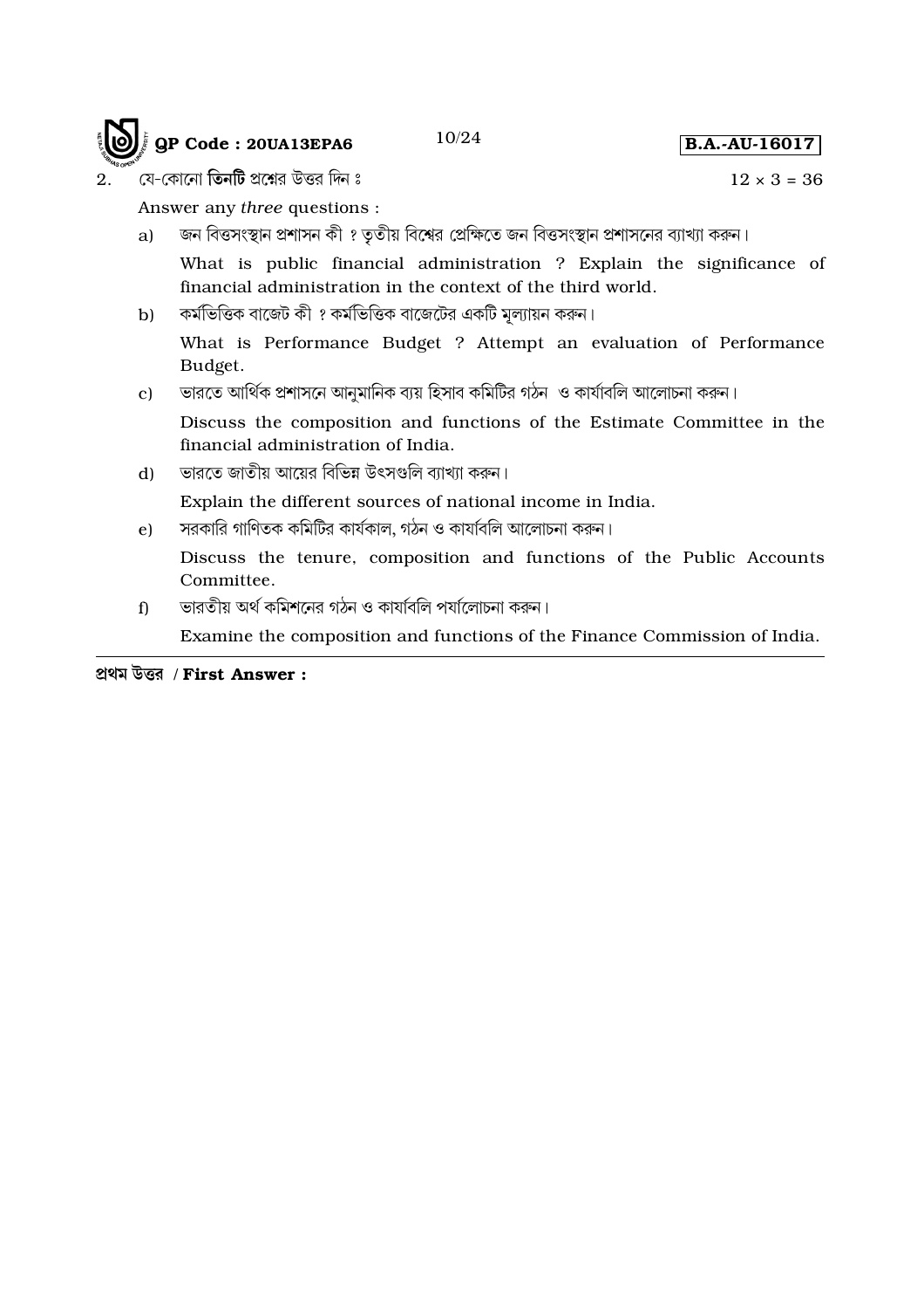2. যে-কোনো **তিনটি** প্রশ্নের উত্তর দিন ঃ $12 \times 3 = 36$

Answer any *three* questions :

a) জন বিত্তসংস্থান প্রশাসন কী ? তৃতীয় বিশ্বের প্রেক্ষিতে জন বিত্তসংস্থান প্রশাসনের ব্যাখ্যা করুন।

What is public financial administration ? Explain the significance of financial administration in the context of the third world.

b) কর্মভিত্তিক বাজেট কী ? কর্মভিত্তিক বাজেটের একটি মূল্যায়ন করুন।

What is Performance Budget ? Attempt an evaluation of Performance Budget.

c) ভারতে আর্থিক প্রশাসনে আনুমানিক ব্যয় হিসাব কমিটির গঠন ও কার্যাবলি আলোচনা করুন।

Discuss the composition and functions of the Estimate Committee in the financial administration of India.

d) ভারতে জাতীয় আয়ের বিভিন্ন উৎসগুলি ব্যাখ্যা করুন।

Explain the different sources of national income in India.

e) সরকারি গাণিতক কমিটির কার্যকাল, গঠন ও কার্যাবলি আলোচনা করুন।

Discuss the tenure, composition and functions of the Public Accounts Committee.

f) ভারতীয় অর্থ কমিশনের গঠন ও কার্যাবলি পর্যালোচনা করুন।

Examine the composition and functions of the Finance Commission of India.

---

**প্রথম উত্তর / First Answer :**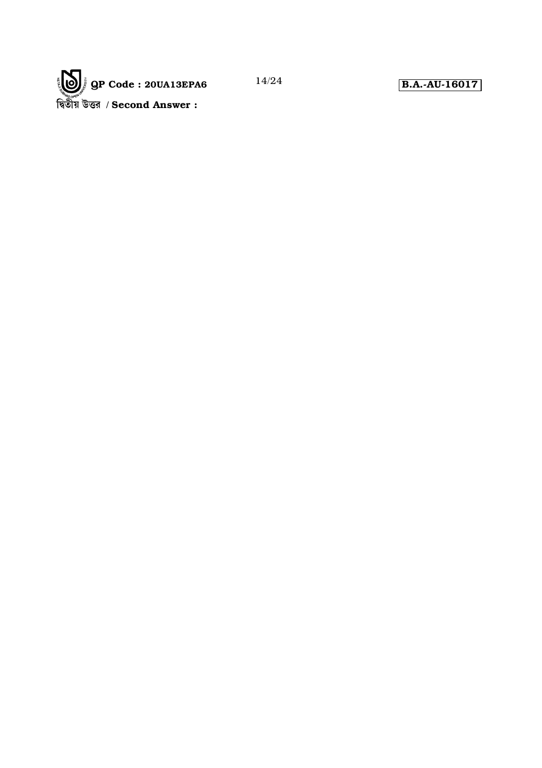দ্বিতীয় উত্তর / **Second Answer :**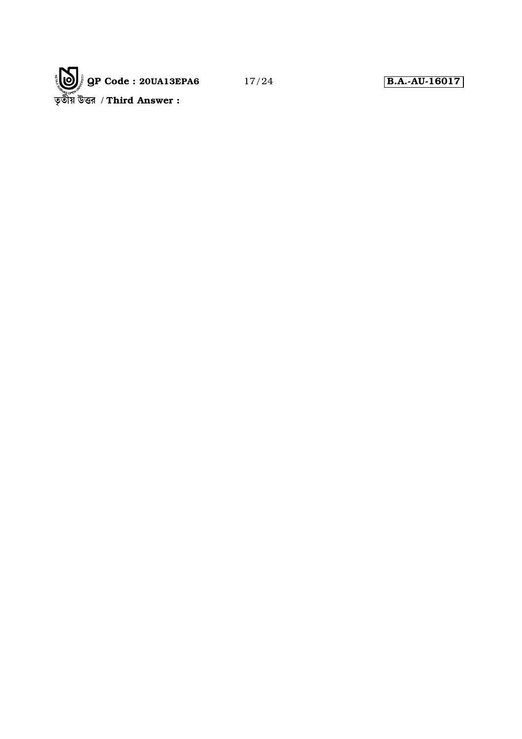তৃতীয় উত্তর / **Third Answer :**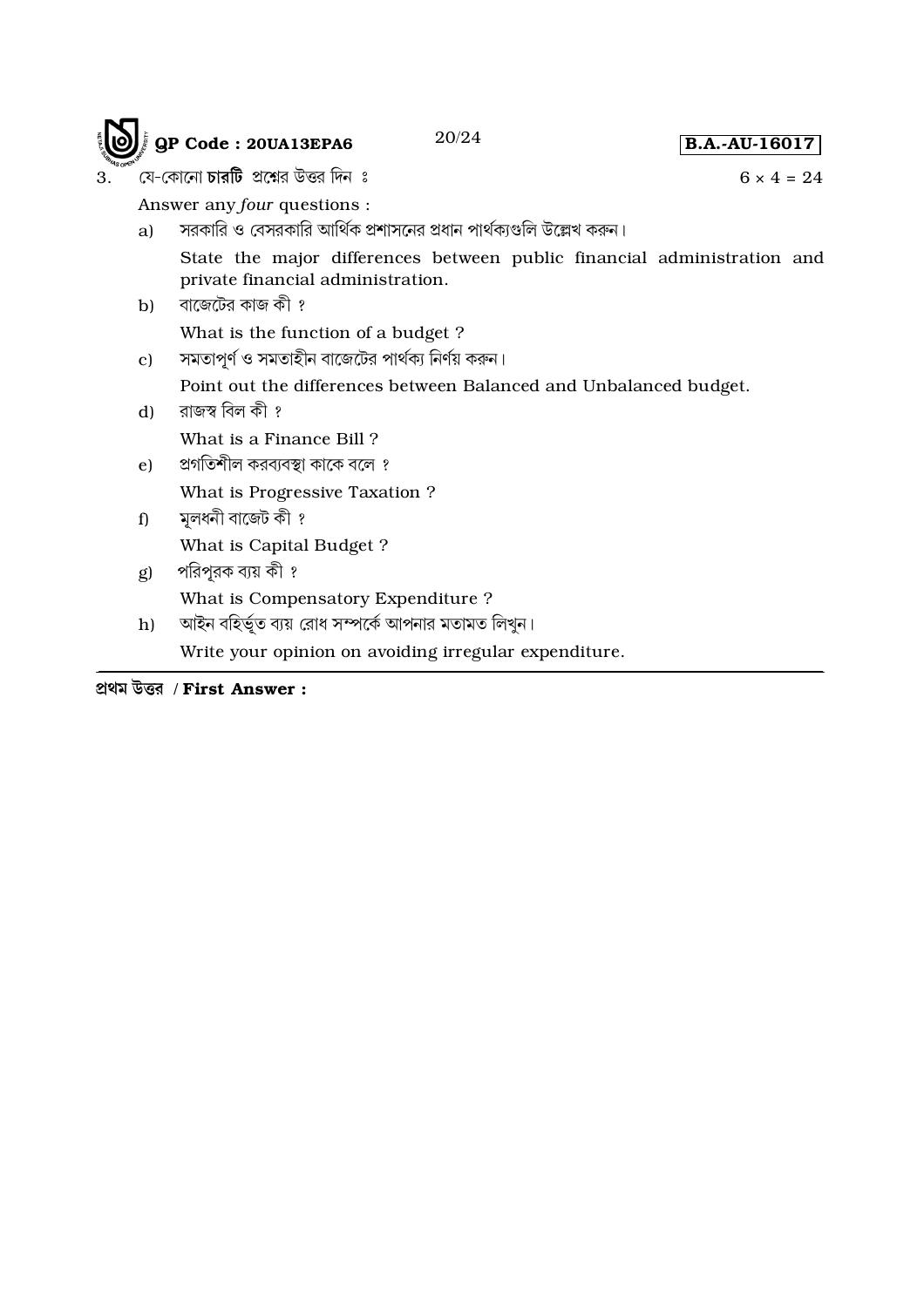3. যে-কোনো **চারটি** প্রশ্নের উত্তর দিন ঃ $6 \times 4 = 24$

Answer any *four* questions :

a) সরকারি ও বেসরকারি আর্থিক প্রশাসনের প্রধান পার্থক্যগুলি উল্লেখ করুন।

State the major differences between public financial administration and private financial administration.

b) বাজেটের কাজ কী ?

What is the function of a budget ?

c) সমতাপূর্ণ ও সমতাহীন বাজেটের পার্থক্য নির্ণয় করুন।

Point out the differences between Balanced and Unbalanced budget.

d) রাজস্ব বিল কী ?

What is a Finance Bill ?

e) প্রগতিশীল করব্যবস্থা কাকে বলে ?

What is Progressive Taxation ?

f) মূলধনী বাজেট কী ?

What is Capital Budget ?

g) পরিপূরক ব্যয় কী ?

What is Compensatory Expenditure ?

h) আইন বহির্ভূত ব্যয় রোধ সম্পর্কে আপনার মতামত লিখুন।

Write your opinion on avoiding irregular expenditure.

---

**প্রথম উত্তর / First Answer :**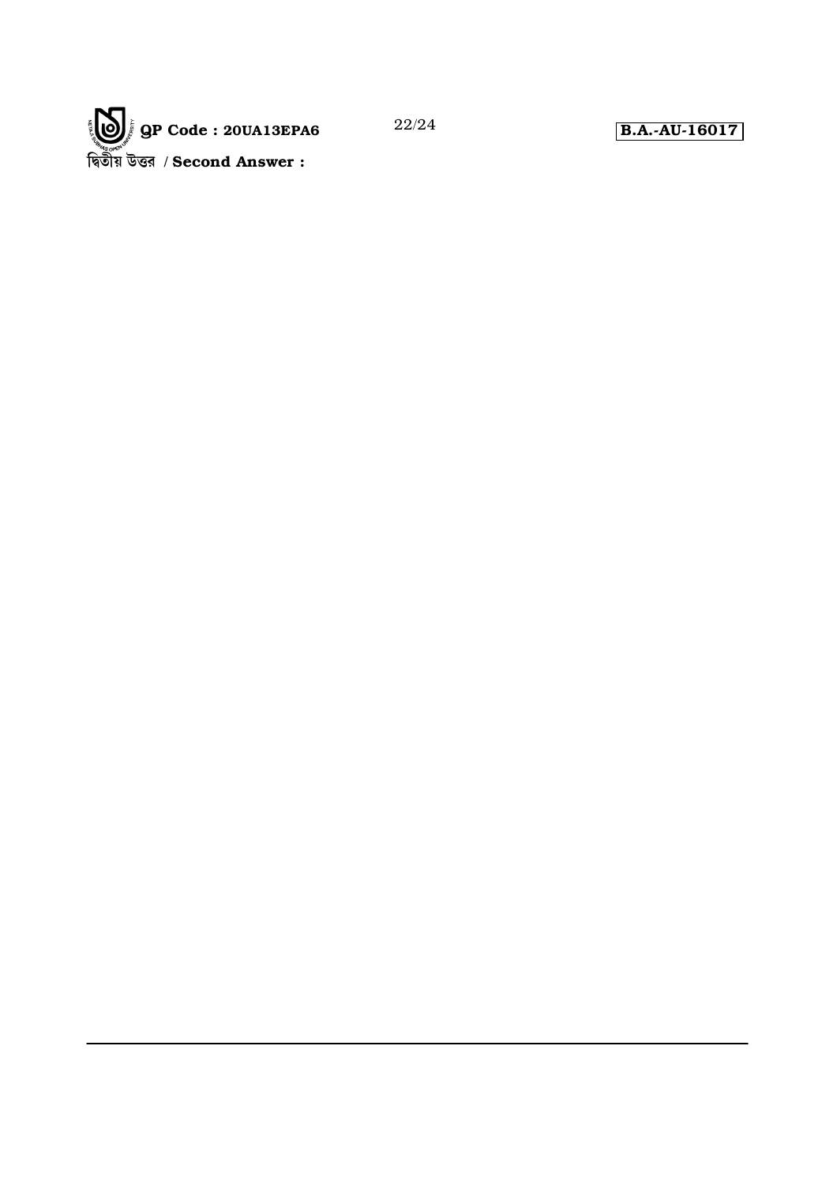দ্বিতীয় উত্তর / **Second Answer :**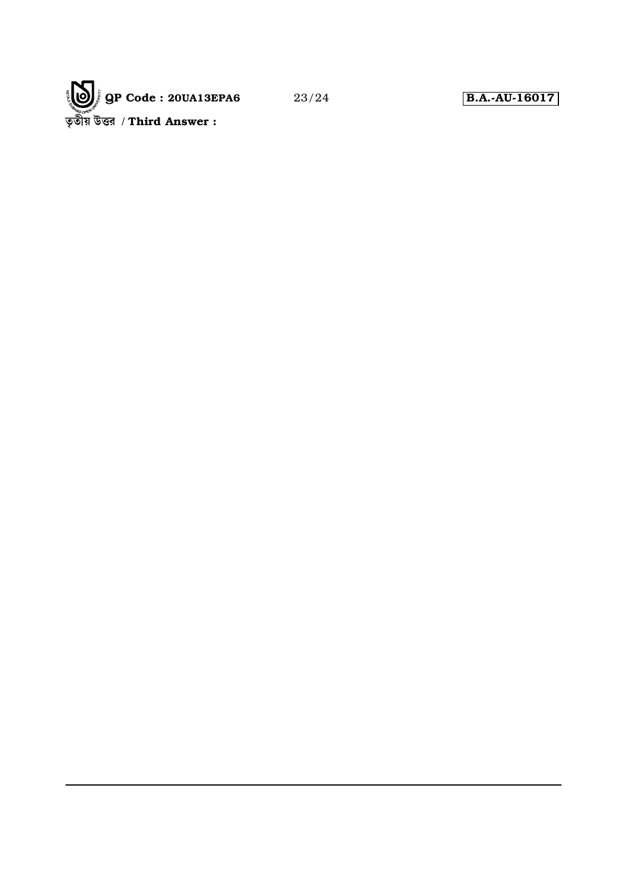তৃতীয় উত্তর / **Third Answer :**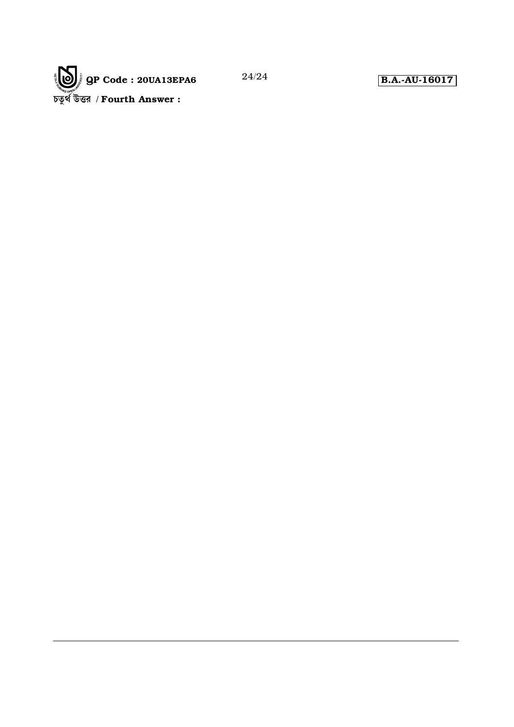চতুর্থ উত্তর / **Fourth Answer :**